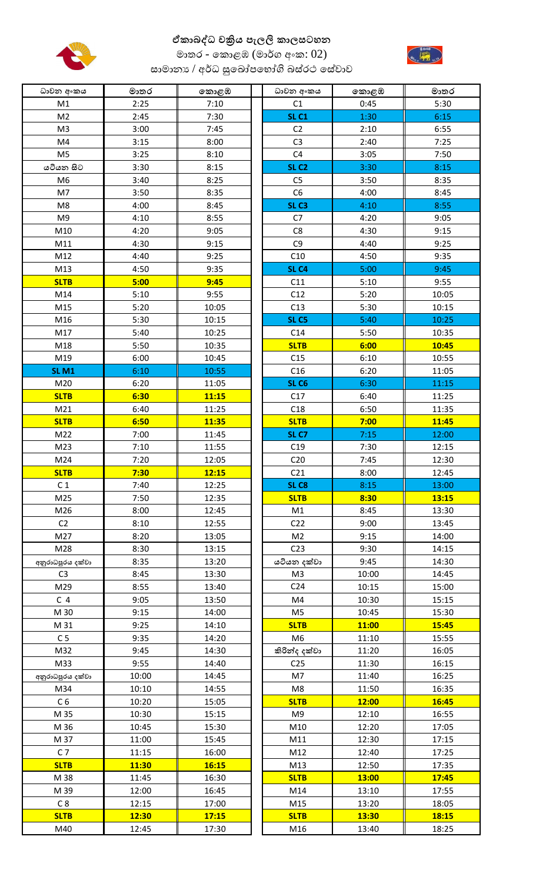# ඒකාබද්ධ චක්‍රිය පැලලි කාලසටහන

## මාතර - කොළඹ (මාර්ග අංක: 02)

### සාමාන්‍ය / අර්ධ සුඛෝපභෝගී බස්රථ සේවාව

| ධාවන අංකය | මාතර | කොළඹ | ධාවන අංකය | කොළඹ | මාතර |
|---|---|---|---|---|---|
| M1 | 2:25 | 7:10 | C1 | 0:45 | 5:30 |
| M2 | 2:45 | 7:30 | SL C1 | 1:30 | 6:15 |
| M3 | 3:00 | 7:45 | C2 | 2:10 | 6:55 |
| M4 | 3:15 | 8:00 | C3 | 2:40 | 7:25 |
| M5 | 3:25 | 8:10 | C4 | 3:05 | 7:50 |
| යටියන සිට | 3:30 | 8:15 | SL C2 | 3:30 | 8:15 |
| M6 | 3:40 | 8:25 | C5 | 3:50 | 8:35 |
| M7 | 3:50 | 8:35 | C6 | 4:00 | 8:45 |
| M8 | 4:00 | 8:45 | SL C3 | 4:10 | 8:55 |
| M9 | 4:10 | 8:55 | C7 | 4:20 | 9:05 |
| M10 | 4:20 | 9:05 | C8 | 4:30 | 9:15 |
| M11 | 4:30 | 9:15 | C9 | 4:40 | 9:25 |
| M12 | 4:40 | 9:25 | C10 | 4:50 | 9:35 |
| M13 | 4:50 | 9:35 | SL C4 | 5:00 | 9:45 |
| **SLTB** | **5:00** | **9:45** | C11 | 5:10 | 9:55 |
| M14 | 5:10 | 9:55 | C12 | 5:20 | 10:05 |
| M15 | 5:20 | 10:05 | C13 | 5:30 | 10:15 |
| M16 | 5:30 | 10:15 | SL C5 | 5:40 | 10:25 |
| M17 | 5:40 | 10:25 | C14 | 5:50 | 10:35 |
| M18 | 5:50 | 10:35 | **SLTB** | **6:00** | **10:45** |
| M19 | 6:00 | 10:45 | C15 | 6:10 | 10:55 |
| SL M1 | 6:10 | 10:55 | C16 | 6:20 | 11:05 |
| M20 | 6:20 | 11:05 | SL C6 | 6:30 | 11:15 |
| **SLTB** | **6:30** | **11:15** | C17 | 6:40 | 11:25 |
| M21 | 6:40 | 11:25 | C18 | 6:50 | 11:35 |
| **SLTB** | **6:50** | **11:35** | **SLTB** | **7:00** | **11:45** |
| M22 | 7:00 | 11:45 | SL C7 | 7:15 | 12:00 |
| M23 | 7:10 | 11:55 | C19 | 7:30 | 12:15 |
| M24 | 7:20 | 12:05 | C20 | 7:45 | 12:30 |
| **SLTB** | **7:30** | **12:15** | C21 | 8:00 | 12:45 |
| C 1 | 7:40 | 12:25 | SL C8 | 8:15 | 13:00 |
| M25 | 7:50 | 12:35 | **SLTB** | **8:30** | **13:15** |
| M26 | 8:00 | 12:45 | M1 | 8:45 | 13:30 |
| C2 | 8:10 | 12:55 | C22 | 9:00 | 13:45 |
| M27 | 8:20 | 13:05 | M2 | 9:15 | 14:00 |
| M28 | 8:30 | 13:15 | C23 | 9:30 | 14:15 |
| අනුරාධපුරය දක්වා | 8:35 | 13:20 | යටියන දක්වා | 9:45 | 14:30 |
| C3 | 8:45 | 13:30 | M3 | 10:00 | 14:45 |
| M29 | 8:55 | 13:40 | C24 | 10:15 | 15:00 |
| C 4 | 9:05 | 13:50 | M4 | 10:30 | 15:15 |
| M 30 | 9:15 | 14:00 | M5 | 10:45 | 15:30 |
| M 31 | 9:25 | 14:10 | **SLTB** | **11:00** | **15:45** |
| C 5 | 9:35 | 14:20 | M6 | 11:10 | 15:55 |
| M32 | 9:45 | 14:30 | කිරින්ද දක්වා | 11:20 | 16:05 |
| M33 | 9:55 | 14:40 | C25 | 11:30 | 16:15 |
| අනුරාධපුරය දක්වා | 10:00 | 14:45 | M7 | 11:40 | 16:25 |
| M34 | 10:10 | 14:55 | M8 | 11:50 | 16:35 |
| C 6 | 10:20 | 15:05 | **SLTB** | **12:00** | **16:45** |
| M 35 | 10:30 | 15:15 | M9 | 12:10 | 16:55 |
| M 36 | 10:45 | 15:30 | M10 | 12:20 | 17:05 |
| M 37 | 11:00 | 15:45 | M11 | 12:30 | 17:15 |
| C 7 | 11:15 | 16:00 | M12 | 12:40 | 17:25 |
| **SLTB** | **11:30** | **16:15** | M13 | 12:50 | 17:35 |
| M 38 | 11:45 | 16:30 | **SLTB** | **13:00** | **17:45** |
| M 39 | 12:00 | 16:45 | M14 | 13:10 | 17:55 |
| C 8 | 12:15 | 17:00 | M15 | 13:20 | 18:05 |
| **SLTB** | **12:30** | **17:15** | **SLTB** | **13:30** | **18:15** |
| M40 | 12:45 | 17:30 | M16 | 13:40 | 18:25 |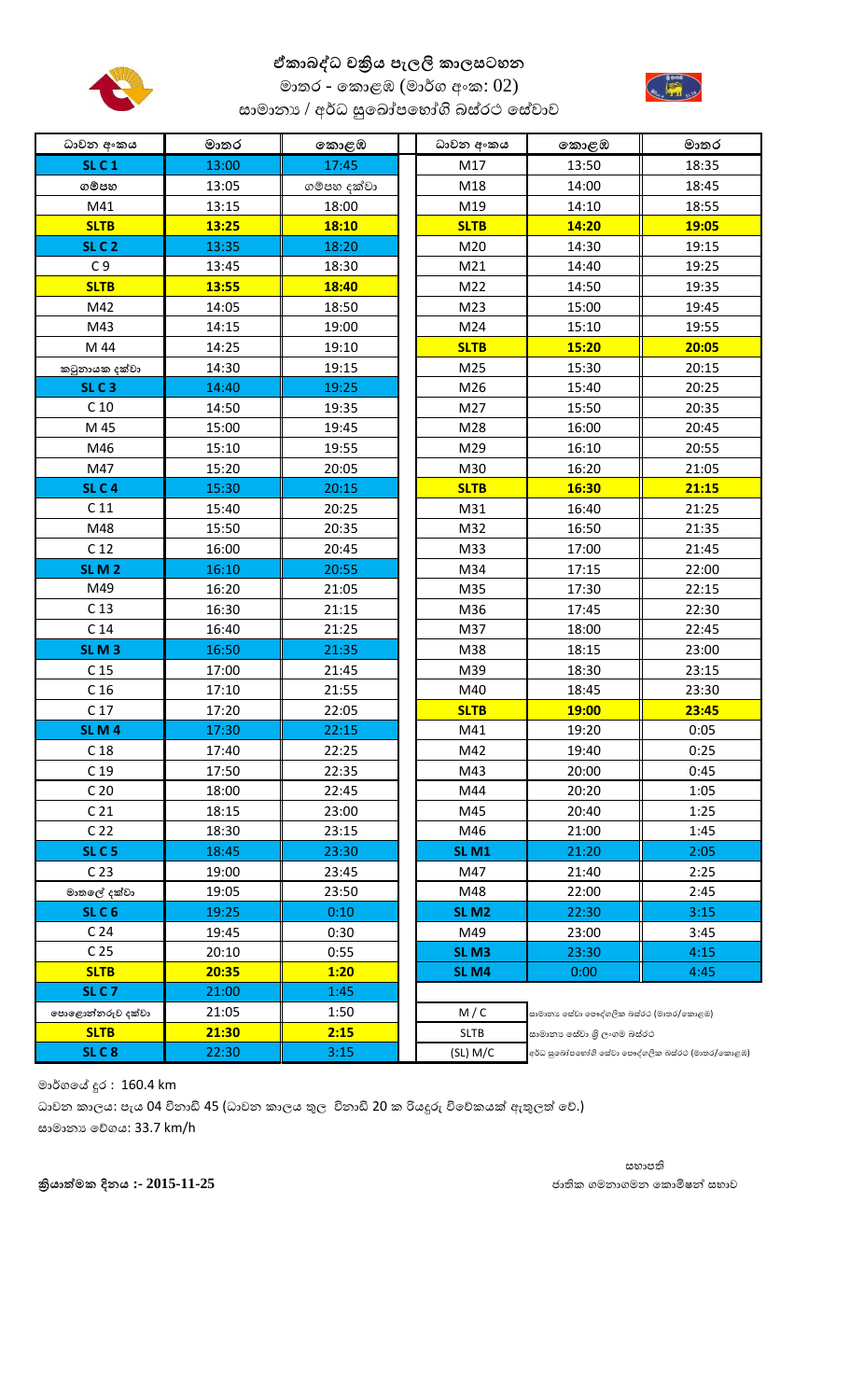# ඒකාබද්ධ චක්‍රිය පැලලි කාලසටහන

මාතර - කොළඹ (මාර්ග අංකය: 02)

සාමාන්‍ය / අර්ධ සුඛෝපභෝගී බස්රථ සේවාව

| ධාවන අංකය | මාතර | කොළඹ | | ධාවන අංකය | කොළඹ | මාතර |
|---|---|---|---|---|---|---|
| **SL C 1** | 13:00 | 17:45 | | M17 | 13:50 | 18:35 |
| ගම්පහ | 13:05 | ගම්පහ දක්වා | | M18 | 14:00 | 18:45 |
| M41 | 13:15 | 18:00 | | M19 | 14:10 | 18:55 |
| **SLTB** | **13:25** | **18:10** | | **SLTB** | **14:20** | **19:05** |
| **SL C 2** | 13:35 | 18:20 | | M20 | 14:30 | 19:15 |
| C 9 | 13:45 | 18:30 | | M21 | 14:40 | 19:25 |
| **SLTB** | **13:55** | **18:40** | | M22 | 14:50 | 19:35 |
| M42 | 14:05 | 18:50 | | M23 | 15:00 | 19:45 |
| M43 | 14:15 | 19:00 | | M24 | 15:10 | 19:55 |
| M 44 | 14:25 | 19:10 | | **SLTB** | **15:20** | **20:05** |
| කටුනායක දක්වා | 14:30 | 19:15 | | M25 | 15:30 | 20:15 |
| **SL C 3** | 14:40 | 19:25 | | M26 | 15:40 | 20:25 |
| C 10 | 14:50 | 19:35 | | M27 | 15:50 | 20:35 |
| M 45 | 15:00 | 19:45 | | M28 | 16:00 | 20:45 |
| M46 | 15:10 | 19:55 | | M29 | 16:10 | 20:55 |
| M47 | 15:20 | 20:05 | | M30 | 16:20 | 21:05 |
| **SL C 4** | 15:30 | 20:15 | | **SLTB** | **16:30** | **21:15** |
| C 11 | 15:40 | 20:25 | | M31 | 16:40 | 21:25 |
| M48 | 15:50 | 20:35 | | M32 | 16:50 | 21:35 |
| C 12 | 16:00 | 20:45 | | M33 | 17:00 | 21:45 |
| **SL M 2** | 16:10 | 20:55 | | M34 | 17:15 | 22:00 |
| M49 | 16:20 | 21:05 | | M35 | 17:30 | 22:15 |
| C 13 | 16:30 | 21:15 | | M36 | 17:45 | 22:30 |
| C 14 | 16:40 | 21:25 | | M37 | 18:00 | 22:45 |
| **SL M 3** | 16:50 | 21:35 | | M38 | 18:15 | 23:00 |
| C 15 | 17:00 | 21:45 | | M39 | 18:30 | 23:15 |
| C 16 | 17:10 | 21:55 | | M40 | 18:45 | 23:30 |
| C 17 | 17:20 | 22:05 | | **SLTB** | **19:00** | **23:45** |
| **SL M 4** | 17:30 | 22:15 | | M41 | 19:20 | 0:05 |
| C 18 | 17:40 | 22:25 | | M42 | 19:40 | 0:25 |
| C 19 | 17:50 | 22:35 | | M43 | 20:00 | 0:45 |
| C 20 | 18:00 | 22:45 | | M44 | 20:20 | 1:05 |
| C 21 | 18:15 | 23:00 | | M45 | 20:40 | 1:25 |
| C 22 | 18:30 | 23:15 | | M46 | 21:00 | 1:45 |
| **SL C 5** | 18:45 | 23:30 | | **SL M1** | 21:20 | 2:05 |
| C 23 | 19:00 | 23:45 | | M47 | 21:40 | 2:25 |
| මාතලේ දක්වා | 19:05 | 23:50 | | M48 | 22:00 | 2:45 |
| **SL C 6** | 19:25 | 0:10 | | **SL M2** | 22:30 | 3:15 |
| C 24 | 19:45 | 0:30 | | M49 | 23:00 | 3:45 |
| C 25 | 20:10 | 0:55 | | **SL M3** | 23:30 | 4:15 |
| **SLTB** | **20:35** | **1:20** | | **SL M4** | 0:00 | 4:45 |
| **SL C 7** | 21:00 | 1:45 | | | | |
| පොළොන්නරුව දක්වා | 21:05 | 1:50 | | M / C | සාමාන්‍ය සේවා පෞද්ගලික බස්රථ (මාතර/කොළඹ) | |
| **SLTB** | **21:30** | **2:15** | | SLTB | සාමාන්‍ය සේවා ශ්‍රී ලංගම බස්රථ | |
| **SL C 8** | 22:30 | 3:15 | | (SL) M/C | අර්ධ සුඛෝපභෝගී සේවා පෞද්ගලික බස්රථ (මාතර/කොළඹ) | |

මාර්ගයේ දුර : 160.4 km

ධාවන කාලය: පැය 04 විනාඩි 45 (ධාවන කාලය තුල විනාඩි 20 ක රියදුරු විවේකයක් ඇතුලත් වේ.)

සාමාන්‍ය වේගය: 33.7 km/h

**ක්‍රියාත්මක දිනය :- 2015-11-25**

සභාපති

ජාතික ගමනාගමන කොමිෂන් සභාව